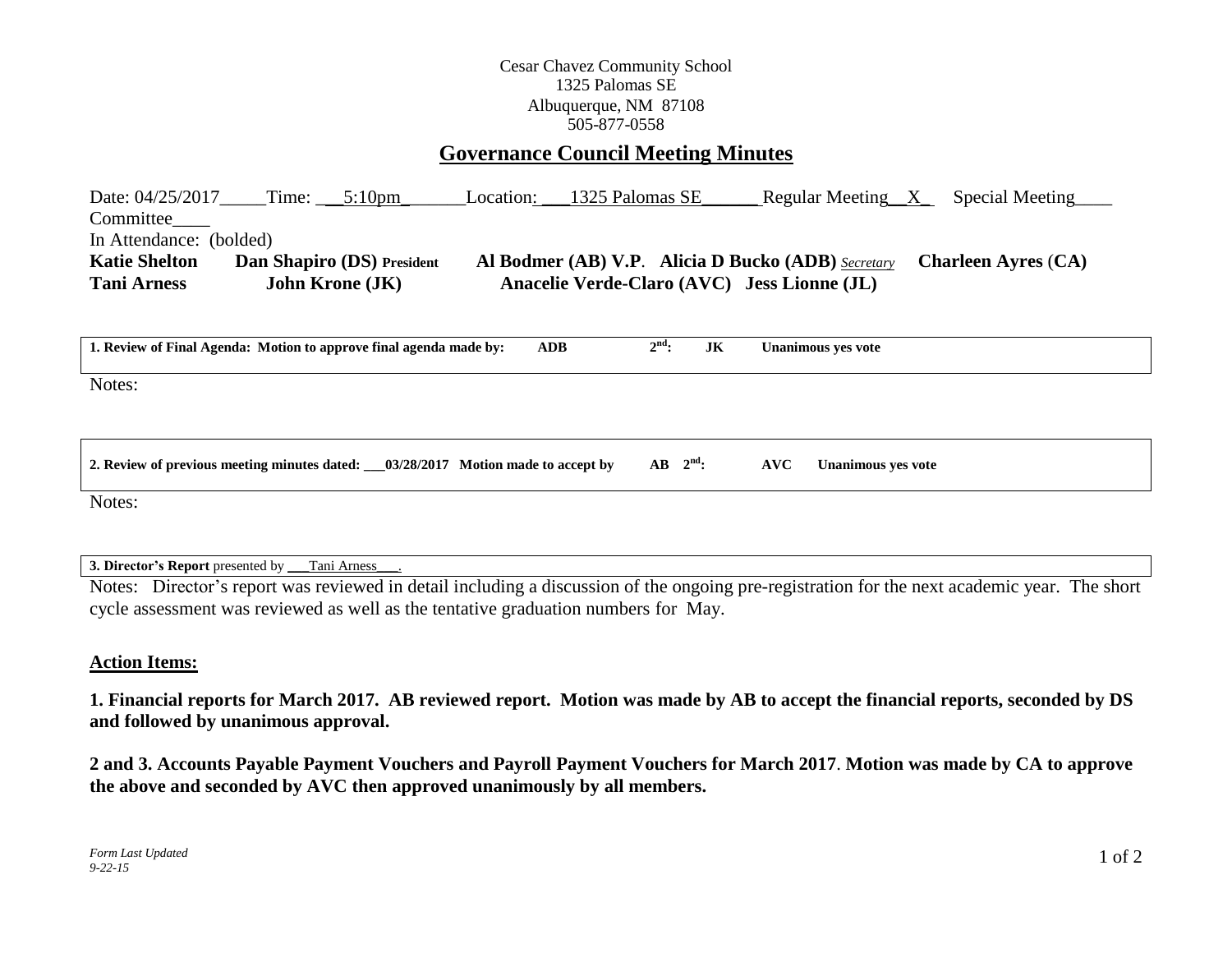Cesar Chavez Community School
1325 Palomas SE
Albuquerque, NM 87108
505-877-0558

# Governance Council Meeting Minutes

Date: 04/25/2017_____Time: ___5:10pm_______Location: ___1325 Palomas SE______ Regular Meeting__X_ Special Meeting____ Committee____

In Attendance: (bolded)

**Katie Shelton** **Dan Shapiro (DS) President** **Al Bodmer (AB) V.P.** **Alicia D Bucko (ADB)** *Secretary* **Charleen Ayres (CA)**
**Tani Arness** **John Krone (JK)** **Anacelie Verde-Claro (AVC)** **Jess Lionne (JL)**

**1. Review of Final Agenda: Motion to approve final agenda made by: ADB 2nd: JK Unanimous yes vote**

Notes:

**2. Review of previous meeting minutes dated: ___03/28/2017 Motion made to accept by AB 2nd: AVC Unanimous yes vote**

Notes:

**3. Director's Report** presented by ___Tani Arness___.

Notes: Director's report was reviewed in detail including a discussion of the ongoing pre-registration for the next academic year. The short cycle assessment was reviewed as well as the tentative graduation numbers for May.

## Action Items:

**1. Financial reports for March 2017. AB reviewed report. Motion was made by AB to accept the financial reports, seconded by DS and followed by unanimous approval.**

**2 and 3. Accounts Payable Payment Vouchers and Payroll Payment Vouchers for March 2017. Motion was made by CA to approve the above and seconded by AVC then approved unanimously by all members.**

*Form Last Updated 9-22-15*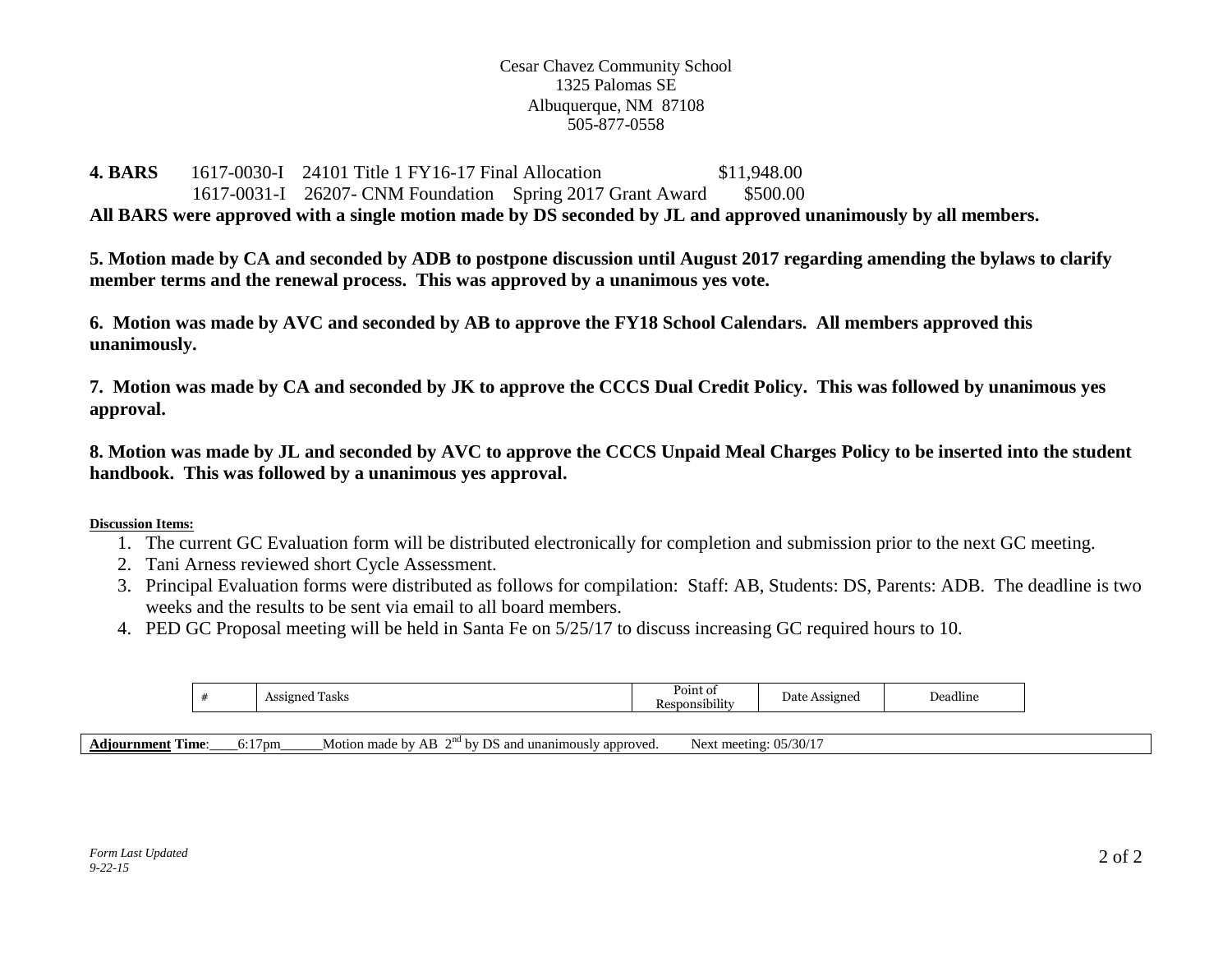Cesar Chavez Community School
1325 Palomas SE
Albuquerque, NM 87108
505-877-0558

**4. BARS** 1617-0030-I 24101 Title 1 FY16-17 Final Allocation $11,948.00
1617-0031-I 26207- CNM Foundation Spring 2017 Grant Award $500.00

**All BARS were approved with a single motion made by DS seconded by JL and approved unanimously by all members.**

**5. Motion made by CA and seconded by ADB to postpone discussion until August 2017 regarding amending the bylaws to clarify member terms and the renewal process. This was approved by a unanimous yes vote.**

**6. Motion was made by AVC and seconded by AB to approve the FY18 School Calendars. All members approved this unanimously.**

**7. Motion was made by CA and seconded by JK to approve the CCCS Dual Credit Policy. This was followed by unanimous yes approval.**

**8. Motion was made by JL and seconded by AVC to approve the CCCS Unpaid Meal Charges Policy to be inserted into the student handbook. This was followed by a unanimous yes approval.**

**Discussion Items:**

1. The current GC Evaluation form will be distributed electronically for completion and submission prior to the next GC meeting.
2. Tani Arness reviewed short Cycle Assessment.
3. Principal Evaluation forms were distributed as follows for compilation: Staff: AB, Students: DS, Parents: ADB. The deadline is two weeks and the results to be sent via email to all board members.
4. PED GC Proposal meeting will be held in Santa Fe on 5/25/17 to discuss increasing GC required hours to 10.

| # | Assigned Tasks | Point of Responsibility | Date Assigned | Deadline |
|---|---|---|---|---|

**Adjournment Time**:____6:17pm______Motion made by AB 2nd by DS and unanimously approved. Next meeting: 05/30/17

*Form Last Updated 9-22-15*